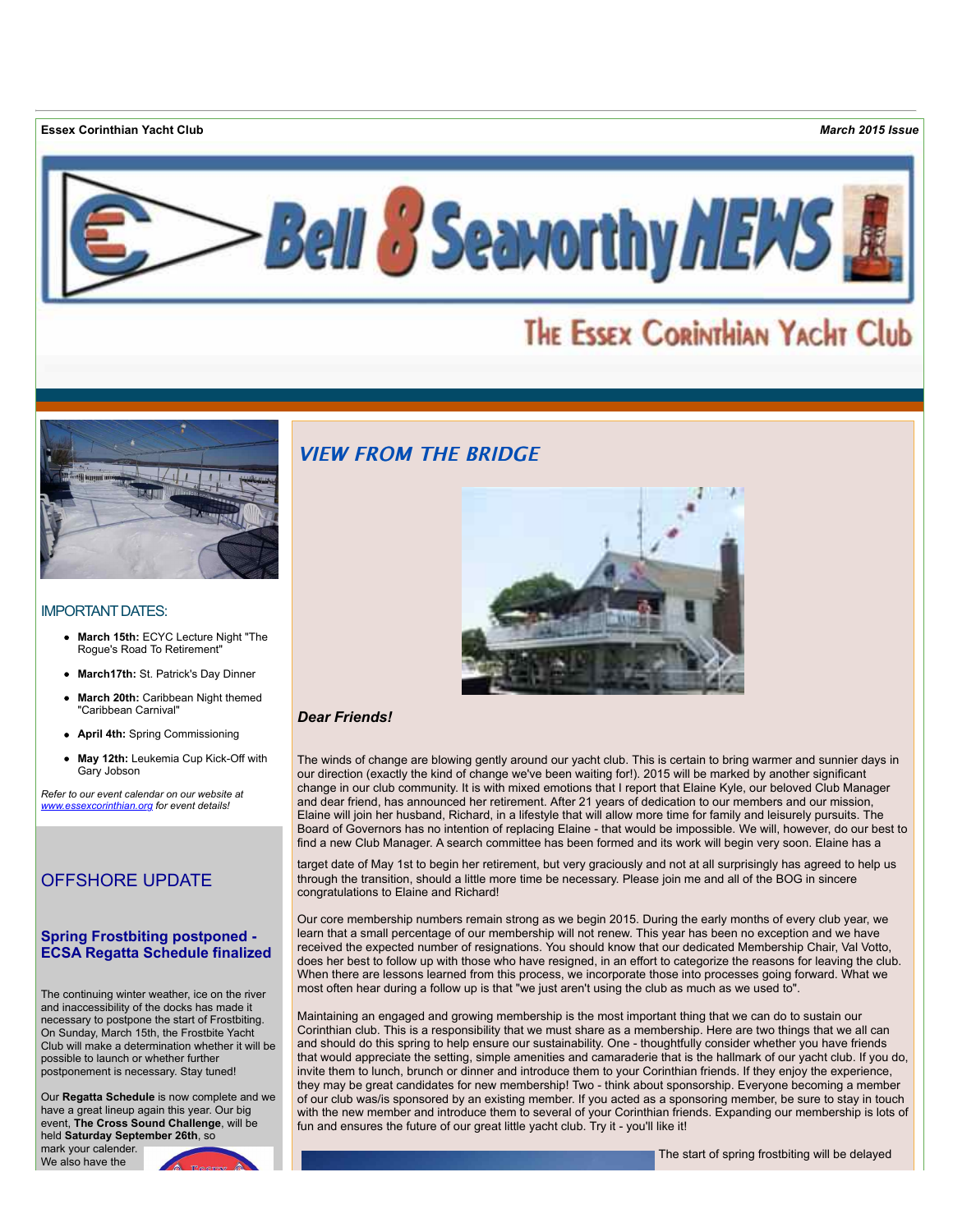**Essex Corinthian Yacht Club** ***March 2015 Issue***

# Bell 8 Seaworthy NEWS

## The Essex Corinthian Yacht Club

### IMPORTANT DATES:

- **March 15th:** ECYC Lecture Night "The Rogue's Road To Retirement"
- **March17th:** St. Patrick's Day Dinner
- **March 20th:** Caribbean Night themed "Caribbean Carnival"
- **April 4th:** Spring Commissioning
- **May 12th:** Leukemia Cup Kick-Off with Gary Jobson

*Refer to our event calendar on our website at www.essexcorinthian.org for event details!*

## OFFSHORE UPDATE

### Spring Frostbiting postponed - ECSA Regatta Schedule finalized

The continuing winter weather, ice on the river and inaccessibility of the docks has made it necessary to postpone the start of Frostbiting. On Sunday, March 15th, the Frostbite Yacht Club will make a determination whether it will be possible to launch or whether further postponement is necessary. Stay tuned!

Our **Regatta Schedule** is now complete and we have a great lineup again this year. Our big event, **The Cross Sound Challenge**, will be held **Saturday September 26th**, so mark your calender. We also have the

## *VIEW FROM THE BRIDGE*

***Dear Friends!***

The winds of change are blowing gently around our yacht club. This is certain to bring warmer and sunnier days in our direction (exactly the kind of change we've been waiting for!). 2015 will be marked by another significant change in our club community. It is with mixed emotions that I report that Elaine Kyle, our beloved Club Manager and dear friend, has announced her retirement. After 21 years of dedication to our members and our mission, Elaine will join her husband, Richard, in a lifestyle that will allow more time for family and leisurely pursuits. The Board of Governors has no intention of replacing Elaine - that would be impossible. We will, however, do our best to find a new Club Manager. A search committee has been formed and its work will begin very soon. Elaine has a target date of May 1st to begin her retirement, but very graciously and not at all surprisingly has agreed to help us through the transition, should a little more time be necessary. Please join me and all of the BOG in sincere congratulations to Elaine and Richard!

Our core membership numbers remain strong as we begin 2015. During the early months of every club year, we learn that a small percentage of our membership will not renew. This year has been no exception and we have received the expected number of resignations. You should know that our dedicated Membership Chair, Val Votto, does her best to follow up with those who have resigned, in an effort to categorize the reasons for leaving the club. When there are lessons learned from this process, we incorporate those into processes going forward. What we most often hear during a follow up is that "we just aren't using the club as much as we used to".

Maintaining an engaged and growing membership is the most important thing that we can do to sustain our Corinthian club. This is a responsibility that we must share as a membership. Here are two things that we all can and should do this spring to help ensure our sustainability. One - thoughtfully consider whether you have friends that would appreciate the setting, simple amenities and camaraderie that is the hallmark of our yacht club. If you do, invite them to lunch, brunch or dinner and introduce them to your Corinthian friends. If they enjoy the experience, they may be great candidates for new membership! Two - think about sponsorship. Everyone becoming a member of our club was/is sponsored by an existing member. If you acted as a sponsoring member, be sure to stay in touch with the new member and introduce them to several of your Corinthian friends. Expanding our membership is lots of fun and ensures the future of our great little yacht club. Try it - you'll like it!

The start of spring frostbiting will be delayed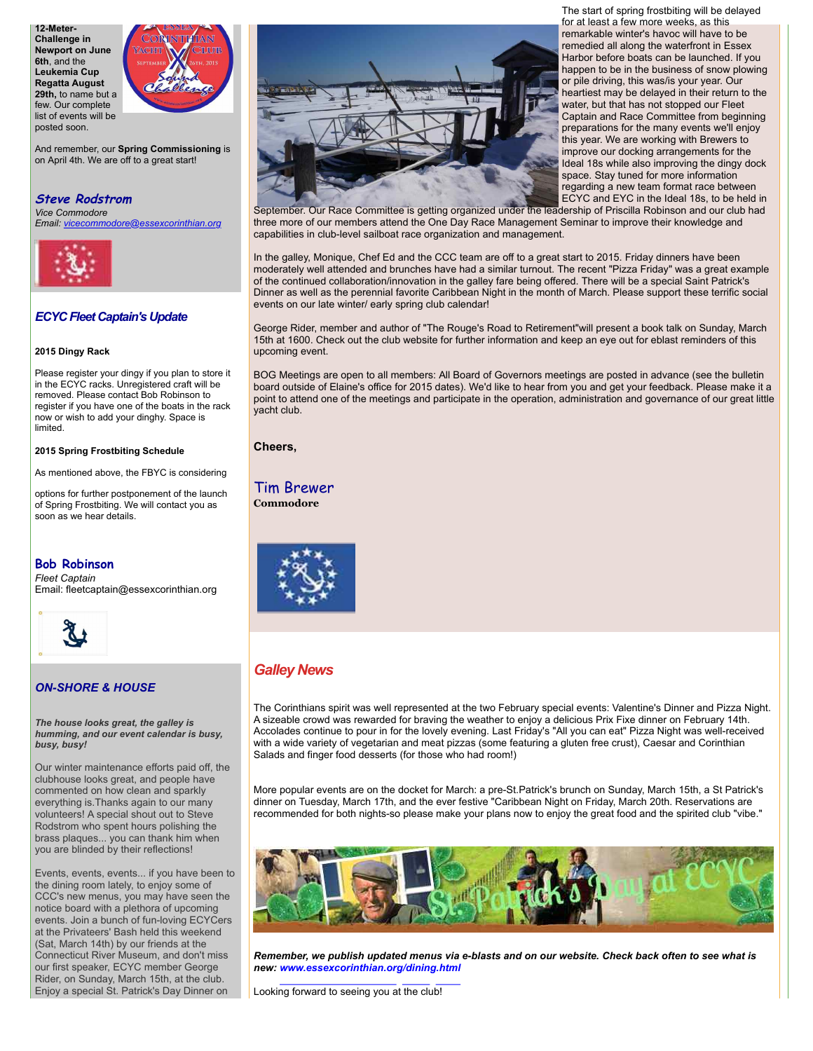**12-Meter-Challenge in Newport on June 6th**, and the **Leukemia Cup Regatta August 29th,** to name but a few. Our complete list of events will be posted soon.

And remember, our **Spring Commissioning** is on April 4th. We are off to a great start!

## Steve Rodstrom

*Vice Commodore*
*Email: vicecommodore@essexcorinthian.org*

## *ECYC Fleet Captain's Update*

**2015 Dingy Rack**

Please register your dingy if you plan to store it in the ECYC racks. Unregistered craft will be removed. Please contact Bob Robinson to register if you have one of the boats in the rack now or wish to add your dinghy. Space is limited.

**2015 Spring Frostbiting Schedule**

As mentioned above, the FBYC is considering

options for further postponement of the launch of Spring Frostbiting. We will contact you as soon as we hear details.

## Bob Robinson

*Fleet Captain*
Email: fleetcaptain@essexcorinthian.org

## *ON-SHORE & HOUSE*

***The house looks great, the galley is humming, and our event calendar is busy, busy, busy!***

Our winter maintenance efforts paid off, the clubhouse looks great, and people have commented on how clean and sparkly everything is.Thanks again to our many volunteers! A special shout out to Steve Rodstrom who spent hours polishing the brass plaques... you can thank him when you are blinded by their reflections!

Events, events, events... if you have been to the dining room lately, to enjoy some of CCC's new menus, you may have seen the notice board with a plethora of upcoming events. Join a bunch of fun-loving ECYCers at the Privateers' Bash held this weekend (Sat, March 14th) by our friends at the Connecticut River Museum, and don't miss our first speaker, ECYC member George Rider, on Sunday, March 15th, at the club. Enjoy a special St. Patrick's Day Dinner on

The start of spring frostbiting will be delayed for at least a few more weeks, as this remarkable winter's havoc will have to be remedied all along the waterfront in Essex Harbor before boats can be launched. If you happen to be in the business of snow plowing or pile driving, this was/is your year. Our heartiest may be delayed in their return to the water, but that has not stopped our Fleet Captain and Race Committee from beginning preparations for the many events we'll enjoy this year. We are working with Brewers to improve our docking arrangements for the Ideal 18s while also improving the dingy dock space. Stay tuned for more information regarding a new team format race between ECYC and EYC in the Ideal 18s, to be held in September. Our Race Committee is getting organized under the leadership of Priscilla Robinson and our club had three more of our members attend the One Day Race Management Seminar to improve their knowledge and capabilities in club-level sailboat race organization and management.

In the galley, Monique, Chef Ed and the CCC team are off to a great start to 2015. Friday dinners have been moderately well attended and brunches have had a similar turnout. The recent "Pizza Friday" was a great example of the continued collaboration/innovation in the galley fare being offered. There will be a special Saint Patrick's Dinner as well as the perennial favorite Caribbean Night in the month of March. Please support these terrific social events on our late winter/ early spring club calendar!

George Rider, member and author of "The Rouge's Road to Retirement"will present a book talk on Sunday, March 15th at 1600. Check out the club website for further information and keep an eye out for eblast reminders of this upcoming event.

BOG Meetings are open to all members: All Board of Governors meetings are posted in advance (see the bulletin board outside of Elaine's office for 2015 dates). We'd like to hear from you and get your feedback. Please make it a point to attend one of the meetings and participate in the operation, administration and governance of our great little yacht club.

**Cheers,**

## Tim Brewer

**Commodore**

## *Galley News*

The Corinthians spirit was well represented at the two February special events: Valentine's Dinner and Pizza Night. A sizeable crowd was rewarded for braving the weather to enjoy a delicious Prix Fixe dinner on February 14th. Accolades continue to pour in for the lovely evening. Last Friday's "All you can eat" Pizza Night was well-received with a wide variety of vegetarian and meat pizzas (some featuring a gluten free crust), Caesar and Corinthian Salads and finger food desserts (for those who had room!)

More popular events are on the docket for March: a pre-St.Patrick's brunch on Sunday, March 15th, a St Patrick's dinner on Tuesday, March 17th, and the ever festive "Caribbean Night on Friday, March 20th. Reservations are recommended for both nights-so please make your plans now to enjoy the great food and the spirited club "vibe."

***Remember, we publish updated menus via e-blasts and on our website. Check back often to see what is new: www.essexcorinthian.org/dining.html***

Looking forward to seeing you at the club!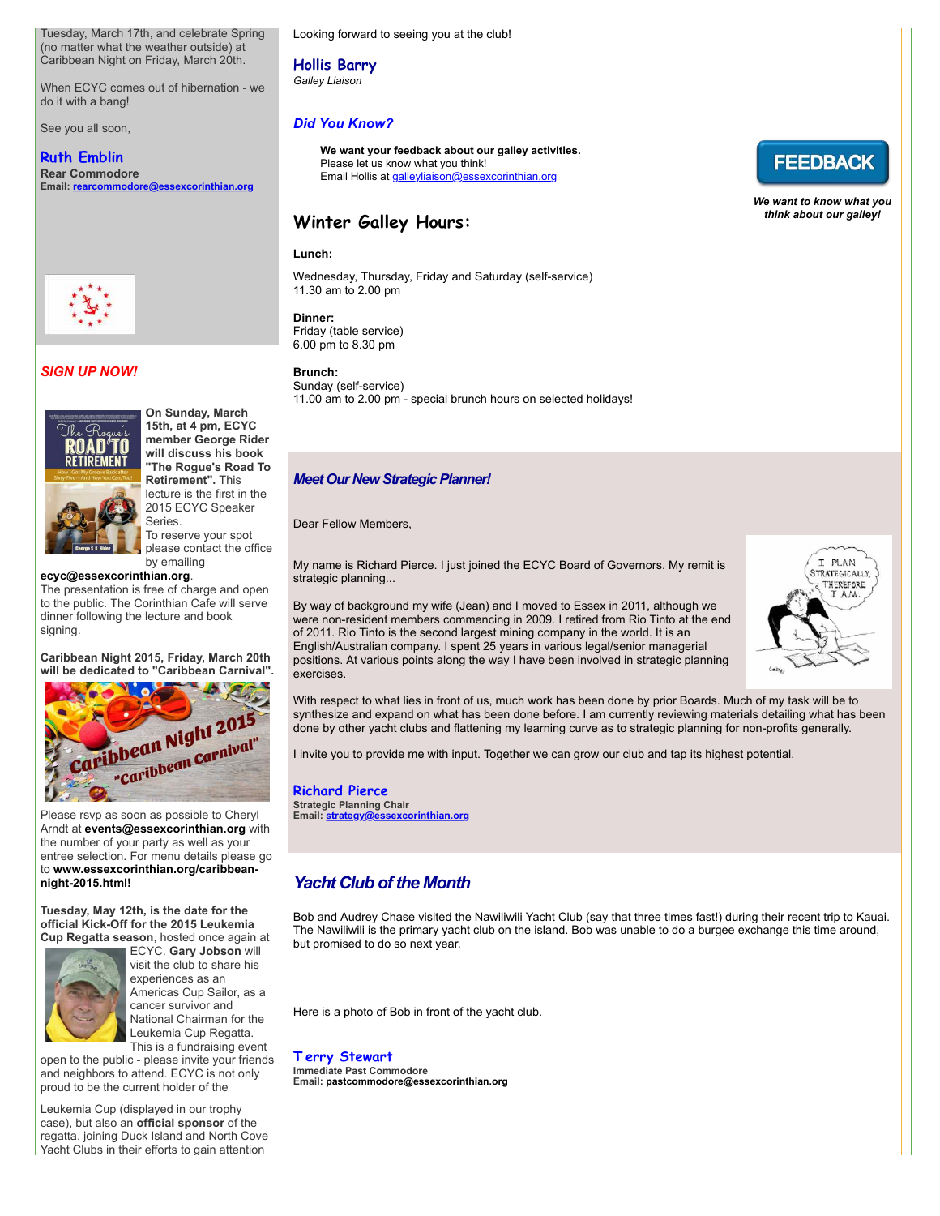Tuesday, March 17th, and celebrate Spring (no matter what the weather outside) at Caribbean Night on Friday, March 20th.

When ECYC comes out of hibernation - we do it with a bang!

See you all soon,

**Ruth Emblin**
**Rear Commodore**
**Email: rearcommodore@essexcorinthian.org**

*SIGN UP NOW!*

**On Sunday, March 15th, at 4 pm, ECYC member George Rider will discuss his book "The Rogue's Road To Retirement".** This lecture is the first in the 2015 ECYC Speaker Series.
To reserve your spot please contact the office by emailing **ecyc@essexcorinthian.org**.
The presentation is free of charge and open to the public. The Corinthian Cafe will serve dinner following the lecture and book signing.

**Caribbean Night 2015, Friday, March 20th will be dedicated to "Caribbean Carnival".**

Please rsvp as soon as possible to Cheryl Arndt at **events@essexcorinthian.org** with the number of your party as well as your entree selection. For menu details please go to **www.essexcorinthian.org/caribbean-night-2015.html!**

**Tuesday, May 12th, is the date for the official Kick-Off for the 2015 Leukemia Cup Regatta season**, hosted once again at ECYC. **Gary Jobson** will visit the club to share his experiences as an Americas Cup Sailor, as a cancer survivor and National Chairman for the Leukemia Cup Regatta. This is a fundraising event open to the public - please invite your friends and neighbors to attend. ECYC is not only proud to be the current holder of the

Leukemia Cup (displayed in our trophy case), but also an **official sponsor** of the regatta, joining Duck Island and North Cove Yacht Clubs in their efforts to gain attention

Looking forward to seeing you at the club!

**Hollis Barry**
*Galley Liaison*

### *Did You Know?*

**We want your feedback about our galley activities.**
Please let us know what you think!
Email Hollis at galleyliaison@essexcorinthian.org

FEEDBACK

***We want to know what you think about our galley!***

## Winter Galley Hours:

**Lunch:**

Wednesday, Thursday, Friday and Saturday (self-service)
11.30 am to 2.00 pm

**Dinner:**
Friday (table service)
6.00 pm to 8.30 pm

**Brunch:**
Sunday (self-service)
11.00 am to 2.00 pm - special brunch hours on selected holidays!

## *Meet Our New Strategic Planner!*

Dear Fellow Members,

My name is Richard Pierce. I just joined the ECYC Board of Governors. My remit is strategic planning...

By way of background my wife (Jean) and I moved to Essex in 2011, although we were non-resident members commencing in 2009. I retired from Rio Tinto at the end of 2011. Rio Tinto is the second largest mining company in the world. It is an English/Australian company. I spent 25 years in various legal/senior managerial positions. At various points along the way I have been involved in strategic planning exercises.

With respect to what lies in front of us, much work has been done by prior Boards. Much of my task will be to synthesize and expand on what has been done before. I am currently reviewing materials detailing what has been done by other yacht clubs and flattening my learning curve as to strategic planning for non-profits generally.

I invite you to provide me with input. Together we can grow our club and tap its highest potential.

**Richard Pierce**
**Strategic Planning Chair**
**Email: strategy@essexcorinthian.org**

## *Yacht Club of the Month*

Bob and Audrey Chase visited the Nawiliwili Yacht Club (say that three times fast!) during their recent trip to Kauai. The Nawiliwili is the primary yacht club on the island. Bob was unable to do a burgee exchange this time around, but promised to do so next year.

Here is a photo of Bob in front of the yacht club.

**Terry Stewart**
**Immediate Past Commodore**
**Email: pastcommodore@essexcorinthian.org**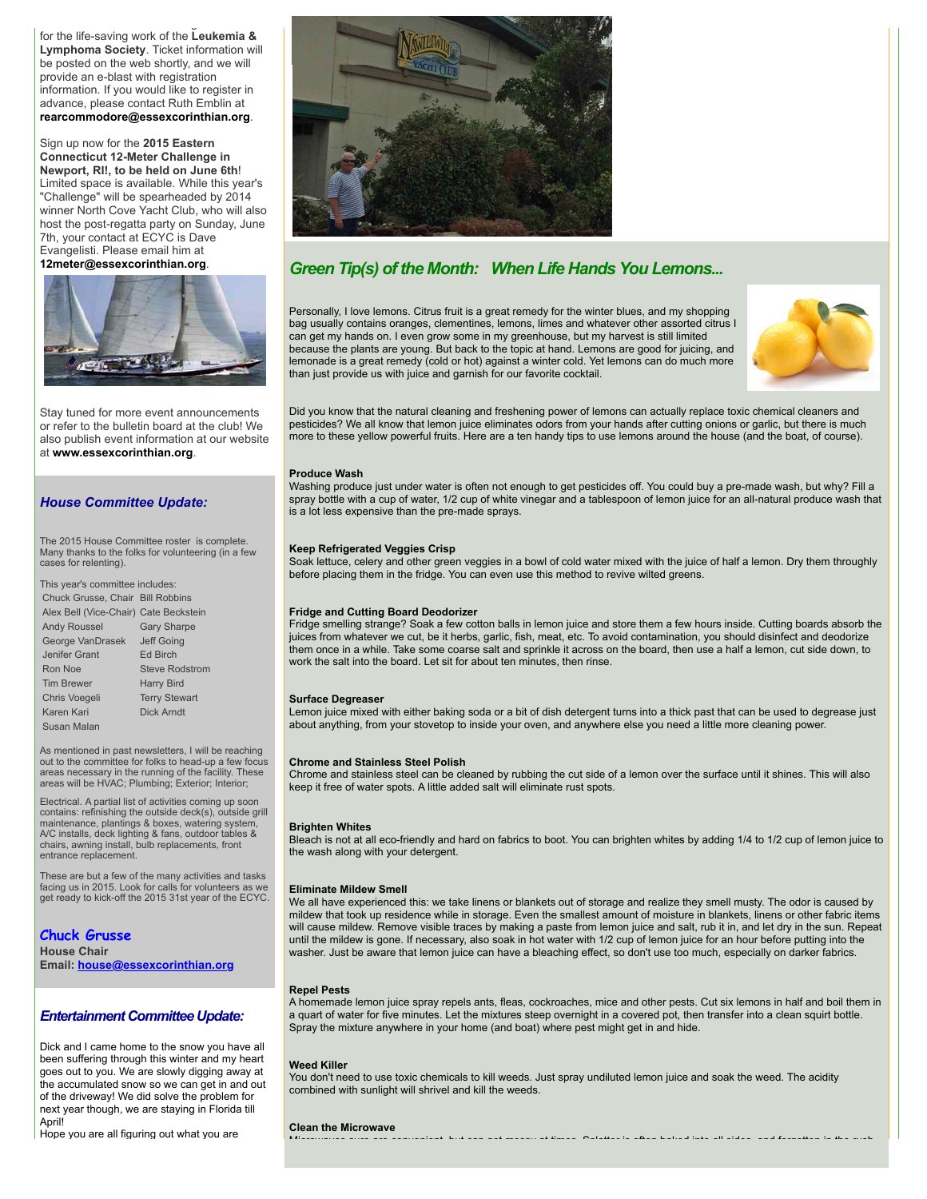for the life-saving work of the **Leukemia & Lymphoma Society**. Ticket information will be posted on the web shortly, and we will provide an e-blast with registration information. If you would like to register in advance, please contact Ruth Emblin at **rearcommodore@essexcorinthian.org**.

Sign up now for the **2015 Eastern Connecticut 12-Meter Challenge in Newport, RI!, to be held on June 6th**! Limited space is available. While this year's "Challenge" will be spearheaded by 2014 winner North Cove Yacht Club, who will also host the post-regatta party on Sunday, June 7th, your contact at ECYC is Dave Evangelisti. Please email him at **12meter@essexcorinthian.org**.

Stay tuned for more event announcements or refer to the bulletin board at the club! We also publish event information at our website at **www.essexcorinthian.org**.

## *House Committee Update:*

The 2015 House Committee roster is complete. Many thanks to the folks for volunteering (in a few cases for relenting).

This year's committee includes:

| | |
|---|---|
| Chuck Grusse, Chair | Bill Robbins |
| Alex Bell (Vice-Chair) | Cate Beckstein |
| Andy Roussel | Gary Sharpe |
| George VanDrasek | Jeff Going |
| Jenifer Grant | Ed Birch |
| Ron Noe | Steve Rodstrom |
| Tim Brewer | Harry Bird |
| Chris Voegeli | Terry Stewart |
| Karen Kari | Dick Arndt |
| Susan Malan | |

As mentioned in past newsletters, I will be reaching out to the committee for folks to head-up a few focus areas necessary in the running of the facility. These areas will be HVAC; Plumbing; Exterior; Interior;

Electrical. A partial list of activities coming up soon contains: refinishing the outside deck(s), outside grill maintenance, plantings & boxes, watering system, A/C installs, deck lighting & fans, outdoor tables & chairs, awning install, bulb replacements, front entrance replacement.

These are but a few of the many activities and tasks facing us in 2015. Look for calls for volunteers as we get ready to kick-off the 2015 31st year of the ECYC.

***Chuck Grusse***
**House Chair**
**Email: house@essexcorinthian.org**

## *Entertainment Committee Update:*

Dick and I came home to the snow you have all been suffering through this winter and my heart goes out to you. We are slowly digging away at the accumulated snow so we can get in and out of the driveway! We did solve the problem for next year though, we are staying in Florida till April!
Hope you are all figuring out what you are

## *Green Tip(s) of the Month: When Life Hands You Lemons...*

Personally, I love lemons. Citrus fruit is a great remedy for the winter blues, and my shopping bag usually contains oranges, clementines, lemons, limes and whatever other assorted citrus I can get my hands on. I even grow some in my greenhouse, but my harvest is still limited because the plants are young. But back to the topic at hand. Lemons are good for juicing, and lemonade is a great remedy (cold or hot) against a winter cold. Yet lemons can do much more than just provide us with juice and garnish for our favorite cocktail.

Did you know that the natural cleaning and freshening power of lemons can actually replace toxic chemical cleaners and pesticides? We all know that lemon juice eliminates odors from your hands after cutting onions or garlic, but there is much more to these yellow powerful fruits. Here are a ten handy tips to use lemons around the house (and the boat, of course).

**Produce Wash**
Washing produce just under water is often not enough to get pesticides off. You could buy a pre-made wash, but why? Fill a spray bottle with a cup of water, 1/2 cup of white vinegar and a tablespoon of lemon juice for an all-natural produce wash that is a lot less expensive than the pre-made sprays.

**Keep Refrigerated Veggies Crisp**
Soak lettuce, celery and other green veggies in a bowl of cold water mixed with the juice of half a lemon. Dry them throughly before placing them in the fridge. You can even use this method to revive wilted greens.

**Fridge and Cutting Board Deodorizer**
Fridge smelling strange? Soak a few cotton balls in lemon juice and store them a few hours inside. Cutting boards absorb the juices from whatever we cut, be it herbs, garlic, fish, meat, etc. To avoid contamination, you should disinfect and deodorize them once in a while. Take some coarse salt and sprinkle it across on the board, then use a half a lemon, cut side down, to work the salt into the board. Let sit for about ten minutes, then rinse.

**Surface Degreaser**
Lemon juice mixed with either baking soda or a bit of dish detergent turns into a thick past that can be used to degrease just about anything, from your stovetop to inside your oven, and anywhere else you need a little more cleaning power.

**Chrome and Stainless Steel Polish**
Chrome and stainless steel can be cleaned by rubbing the cut side of a lemon over the surface until it shines. This will also keep it free of water spots. A little added salt will eliminate rust spots.

**Brighten Whites**
Bleach is not at all eco-friendly and hard on fabrics to boot. You can brighten whites by adding 1/4 to 1/2 cup of lemon juice to the wash along with your detergent.

**Eliminate Mildew Smell**
We all have experienced this: we take linens or blankets out of storage and realize they smell musty. The odor is caused by mildew that took up residence while in storage. Even the smallest amount of moisture in blankets, linens or other fabric items will cause mildew. Remove visible traces by making a paste from lemon juice and salt, rub it in, and let dry in the sun. Repeat until the mildew is gone. If necessary, also soak in hot water with 1/2 cup of lemon juice for an hour before putting into the washer. Just be aware that lemon juice can have a bleaching effect, so don't use too much, especially on darker fabrics.

**Repel Pests**
A homemade lemon juice spray repels ants, fleas, cockroaches, mice and other pests. Cut six lemons in half and boil them in a quart of water for five minutes. Let the mixtures steep overnight in a covered pot, then transfer into a clean squirt bottle. Spray the mixture anywhere in your home (and boat) where pest might get in and hide.

**Weed Killer**
You don't need to use toxic chemicals to kill weeds. Just spray undiluted lemon juice and soak the weed. The acidity combined with sunlight will shrivel and kill the weeds.

**Clean the Microwave**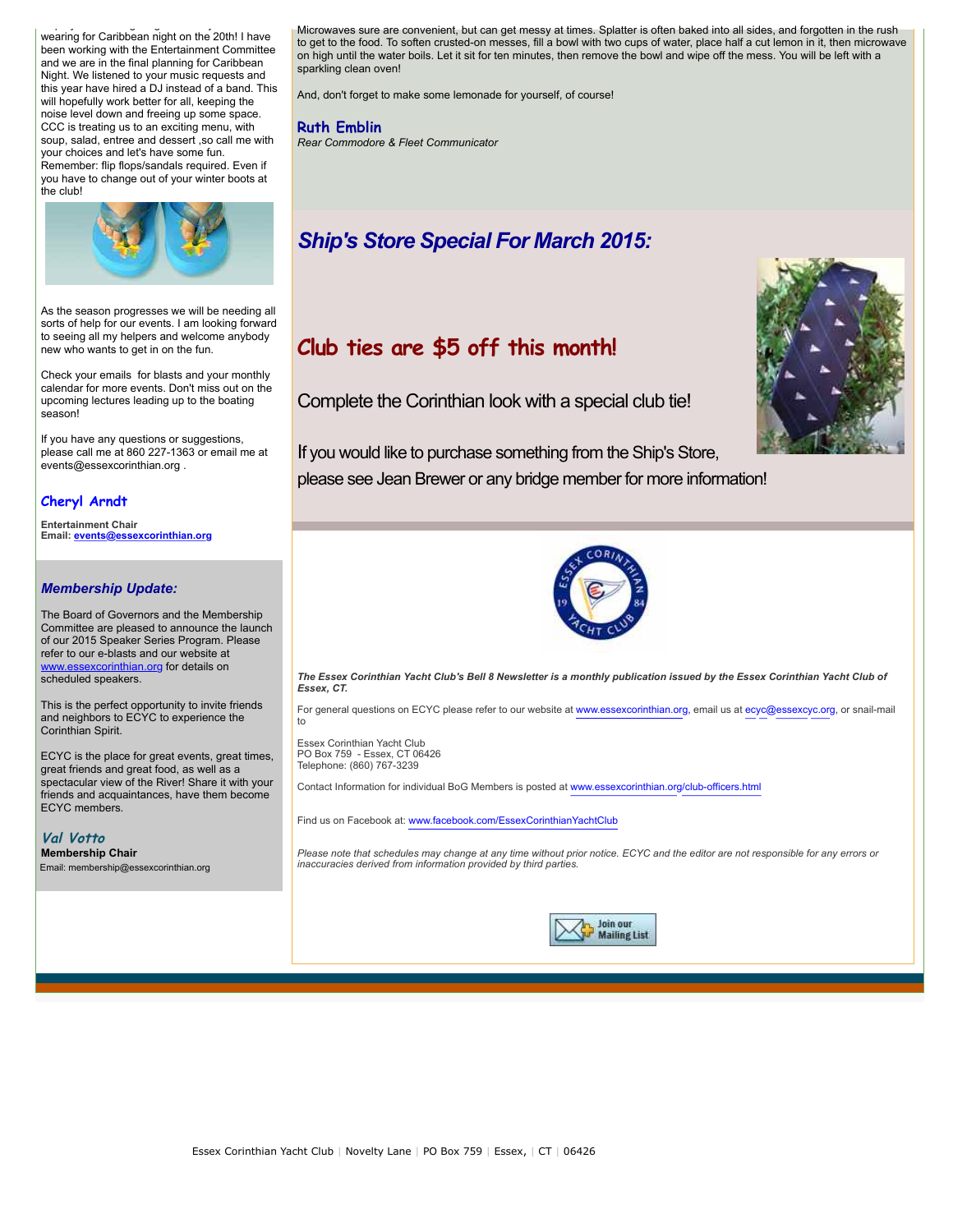wearing for Caribbean night on the 20th! I have been working with the Entertainment Committee and we are in the final planning for Caribbean Night. We listened to your music requests and this year have hired a DJ instead of a band. This will hopefully work better for all, keeping the noise level down and freeing up some space. CCC is treating us to an exciting menu, with soup, salad, entree and dessert ,so call me with your choices and let's have some fun. Remember: flip flops/sandals required. Even if you have to change out of your winter boots at the club!

As the season progresses we will be needing all sorts of help for our events. I am looking forward to seeing all my helpers and welcome anybody new who wants to get in on the fun.

Check your emails for blasts and your monthly calendar for more events. Don't miss out on the upcoming lectures leading up to the boating season!

If you have any questions or suggestions, please call me at 860 227-1363 or email me at events@essexcorinthian.org .

**Cheryl Arndt**

**Entertainment Chair**
**Email: events@essexcorinthian.org**

### *Membership Update:*

The Board of Governors and the Membership Committee are pleased to announce the launch of our 2015 Speaker Series Program. Please refer to our e-blasts and our website at www.essexcorinthian.org for details on scheduled speakers.

This is the perfect opportunity to invite friends and neighbors to ECYC to experience the Corinthian Spirit.

ECYC is the place for great events, great times, great friends and great food, as well as a spectacular view of the River! Share it with your friends and acquaintances, have them become ECYC members.

***Val Votto***
**Membership Chair**
Email: membership@essexcorinthian.org

Microwaves sure are convenient, but can get messy at times. Splatter is often baked into all sides, and forgotten in the rush to get to the food. To soften crusted-on messes, fill a bowl with two cups of water, place half a cut lemon in it, then microwave on high until the water boils. Let it sit for ten minutes, then remove the bowl and wipe off the mess. You will be left with a sparkling clean oven!

And, don't forget to make some lemonade for yourself, of course!

**Ruth Emblin**
*Rear Commodore & Fleet Communicator*

## *Ship's Store Special For March 2015:*

## Club ties are $5 off this month!

Complete the Corinthian look with a special club tie!

If you would like to purchase something from the Ship's Store, please see Jean Brewer or any bridge member for more information!

***The Essex Corinthian Yacht Club's Bell 8 Newsletter is a monthly publication issued by the Essex Corinthian Yacht Club of Essex, CT.***

For general questions on ECYC please refer to our website at www.essexcorinthian.org, email us at ecyc@essexcyc.org, or snail-mail to

Essex Corinthian Yacht Club
PO Box 759 - Essex, CT 06426
Telephone: (860) 767-3239

Contact Information for individual BoG Members is posted at www.essexcorinthian.org/club-officers.html

Find us on Facebook at: www.facebook.com/EssexCorinthianYachtClub

*Please note that schedules may change at any time without prior notice. ECYC and the editor are not responsible for any errors or inaccuracies derived from information provided by third parties.*

Join our Mailing List

Essex Corinthian Yacht Club | Novelty Lane | PO Box 759 | Essex, | CT | 06426